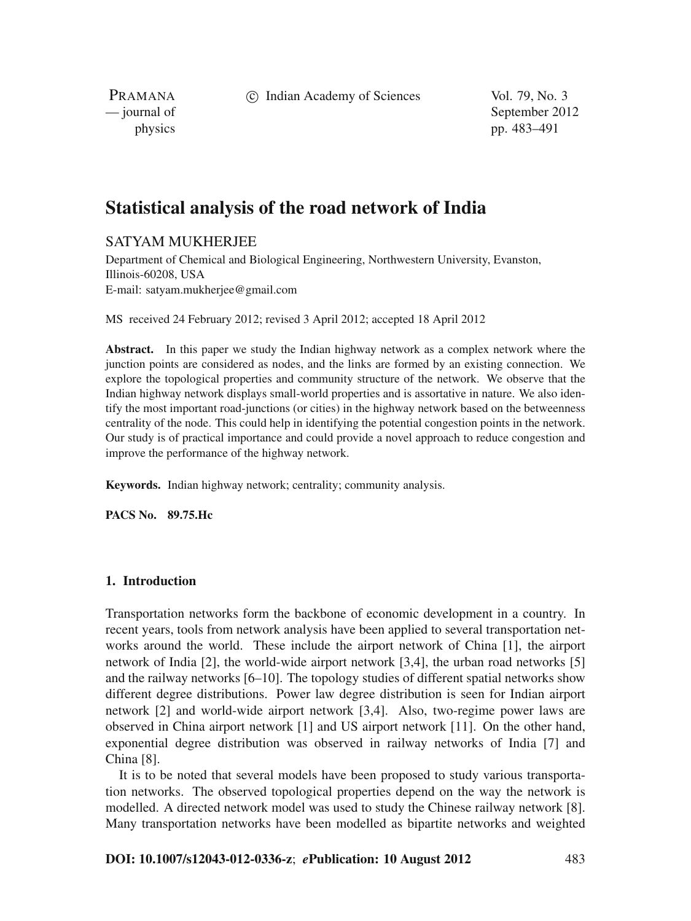# Statistical analysis of the road network of India

SATYAM MUKHERJEE

Department of Chemical and Biological Engineering, Northwestern University, Evanston, Illinois-60208, USA
E-mail: satyam.mukherjee@gmail.com

MS received 24 February 2012; revised 3 April 2012; accepted 18 April 2012

**Abstract.** In this paper we study the Indian highway network as a complex network where the junction points are considered as nodes, and the links are formed by an existing connection. We explore the topological properties and community structure of the network. We observe that the Indian highway network displays small-world properties and is assortative in nature. We also identify the most important road-junctions (or cities) in the highway network based on the betweenness centrality of the node. This could help in identifying the potential congestion points in the network. Our study is of practical importance and could provide a novel approach to reduce congestion and improve the performance of the highway network.

**Keywords.** Indian highway network; centrality; community analysis.

**PACS No.** **89.75.Hc**

## 1. Introduction

Transportation networks form the backbone of economic development in a country. In recent years, tools from network analysis have been applied to several transportation networks around the world. These include the airport network of China [1], the airport network of India [2], the world-wide airport network [3,4], the urban road networks [5] and the railway networks [6–10]. The topology studies of different spatial networks show different degree distributions. Power law degree distribution is seen for Indian airport network [2] and world-wide airport network [3,4]. Also, two-regime power laws are observed in China airport network [1] and US airport network [11]. On the other hand, exponential degree distribution was observed in railway networks of India [7] and China [8].

It is to be noted that several models have been proposed to study various transportation networks. The observed topological properties depend on the way the network is modelled. A directed network model was used to study the Chinese railway network [8]. Many transportation networks have been modelled as bipartite networks and weighted

**DOI: 10.1007/s12043-012-0336-z**; ***e*Publication: 10 August 2012**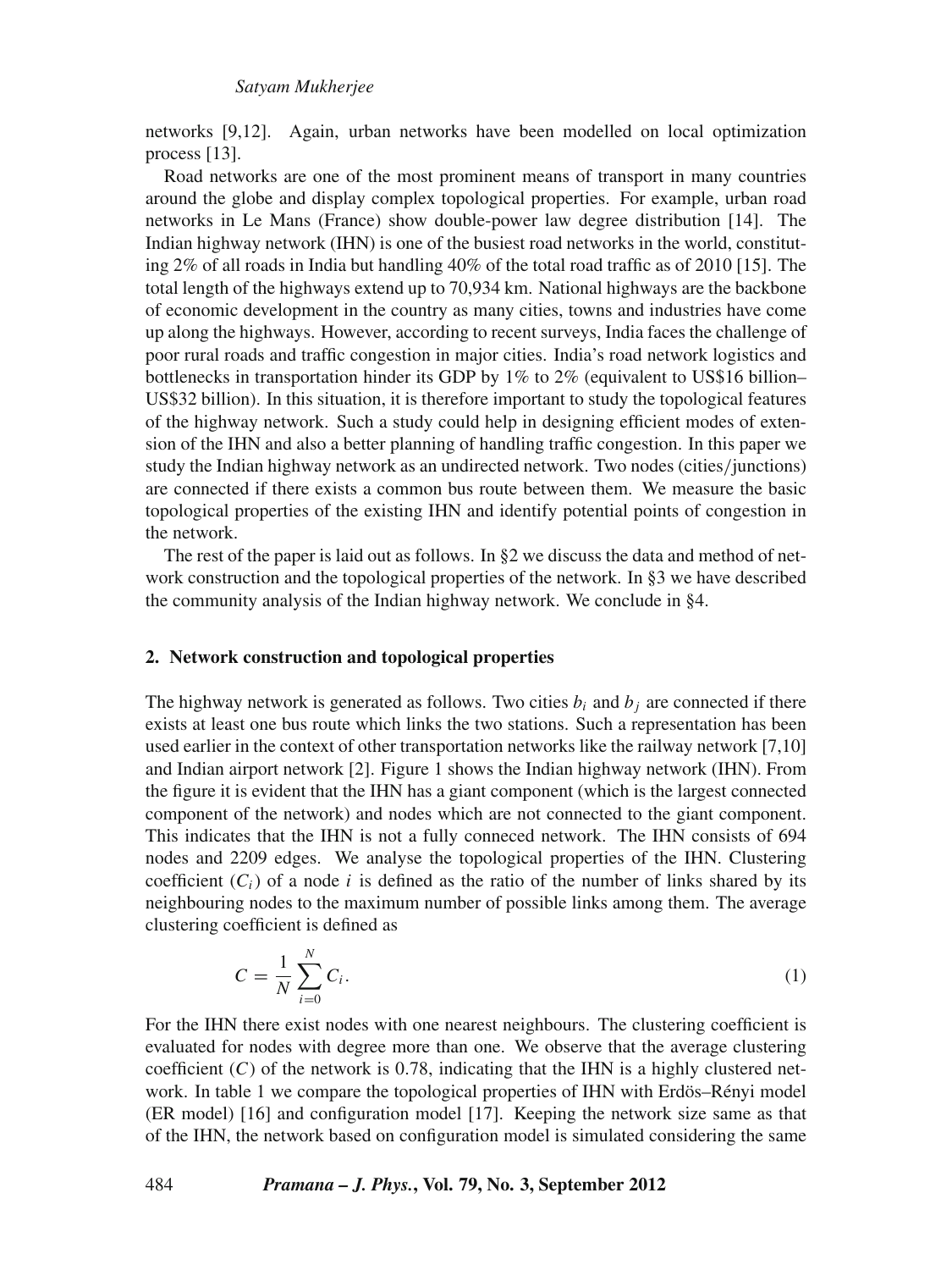networks [9,12]. Again, urban networks have been modelled on local optimization process [13].

Road networks are one of the most prominent means of transport in many countries around the globe and display complex topological properties. For example, urban road networks in Le Mans (France) show double-power law degree distribution [14]. The Indian highway network (IHN) is one of the busiest road networks in the world, constituting 2% of all roads in India but handling 40% of the total road traffic as of 2010 [15]. The total length of the highways extend up to 70,934 km. National highways are the backbone of economic development in the country as many cities, towns and industries have come up along the highways. However, according to recent surveys, India faces the challenge of poor rural roads and traffic congestion in major cities. India's road network logistics and bottlenecks in transportation hinder its GDP by 1% to 2% (equivalent to US$16 billion–US$32 billion). In this situation, it is therefore important to study the topological features of the highway network. Such a study could help in designing efficient modes of extension of the IHN and also a better planning of handling traffic congestion. In this paper we study the Indian highway network as an undirected network. Two nodes (cities/junctions) are connected if there exists a common bus route between them. We measure the basic topological properties of the existing IHN and identify potential points of congestion in the network.

The rest of the paper is laid out as follows. In §2 we discuss the data and method of network construction and the topological properties of the network. In §3 we have described the community analysis of the Indian highway network. We conclude in §4.

## 2. Network construction and topological properties

The highway network is generated as follows. Two cities $b_i$ and $b_j$ are connected if there exists at least one bus route which links the two stations. Such a representation has been used earlier in the context of other transportation networks like the railway network [7,10] and Indian airport network [2]. Figure 1 shows the Indian highway network (IHN). From the figure it is evident that the IHN has a giant component (which is the largest connected component of the network) and nodes which are not connected to the giant component. This indicates that the IHN is not a fully conneced network. The IHN consists of 694 nodes and 2209 edges. We analyse the topological properties of the IHN. Clustering coefficient ($C_i$) of a node $i$ is defined as the ratio of the number of links shared by its neighbouring nodes to the maximum number of possible links among them. The average clustering coefficient is defined as

$$C = \frac{1}{N} \sum_{i=0}^{N} C_i. \tag{1}$$

For the IHN there exist nodes with one nearest neighbours. The clustering coefficient is evaluated for nodes with degree more than one. We observe that the average clustering coefficient ($C$) of the network is 0.78, indicating that the IHN is a highly clustered network. In table 1 we compare the topological properties of IHN with Erdös–Rényi model (ER model) [16] and configuration model [17]. Keeping the network size same as that of the IHN, the network based on configuration model is simulated considering the same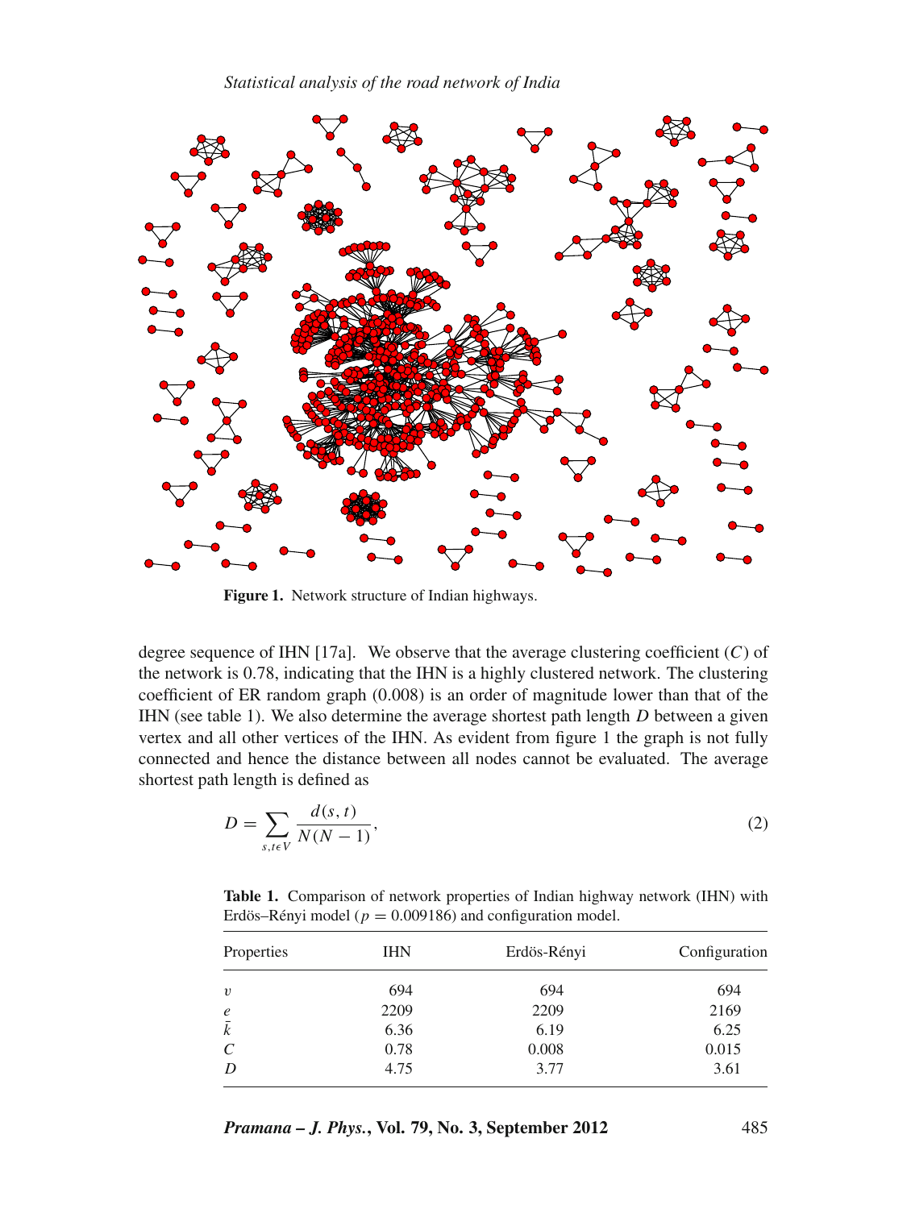**Figure 1.** Network structure of Indian highways.

degree sequence of IHN [17a]. We observe that the average clustering coefficient ($C$) of the network is 0.78, indicating that the IHN is a highly clustered network. The clustering coefficient of ER random graph (0.008) is an order of magnitude lower than that of the IHN (see table 1). We also determine the average shortest path length $D$ between a given vertex and all other vertices of the IHN. As evident from figure 1 the graph is not fully connected and hence the distance between all nodes cannot be evaluated. The average shortest path length is defined as

$$D = \sum_{s,t \epsilon V} \frac{d(s,t)}{N(N-1)}, \tag{2}$$

**Table 1.** Comparison of network properties of Indian highway network (IHN) with Erdös–Rényi model ($p = 0.009186$) and configuration model.

| Properties | IHN | Erdös-Rényi | Configuration |
|---|---|---|---|
| $v$ | 694 | 694 | 694 |
| $e$ | 2209 | 2209 | 2169 |
| $\bar{k}$ | 6.36 | 6.19 | 6.25 |
| $C$ | 0.78 | 0.008 | 0.015 |
| $D$ | 4.75 | 3.77 | 3.61 |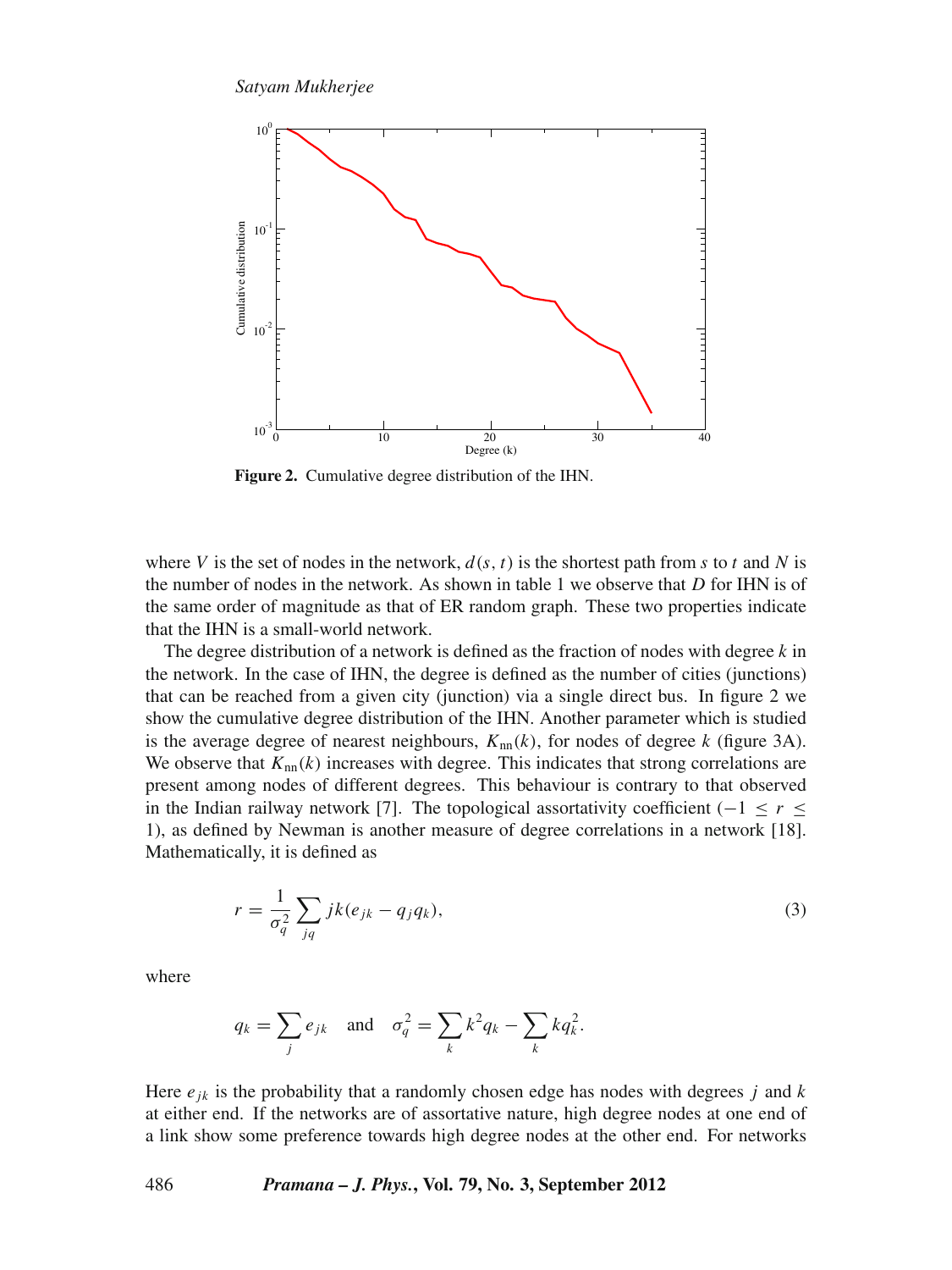Cumulative distribution

$10^0$

$10^{-1}$

$10^{-2}$

$10^{-3}$

0

10

20

30

40

Degree (k)

**Figure 2.** Cumulative degree distribution of the IHN.

where $V$ is the set of nodes in the network, $d(s, t)$ is the shortest path from $s$ to $t$ and $N$ is the number of nodes in the network. As shown in table 1 we observe that $D$ for IHN is of the same order of magnitude as that of ER random graph. These two properties indicate that the IHN is a small-world network.

The degree distribution of a network is defined as the fraction of nodes with degree $k$ in the network. In the case of IHN, the degree is defined as the number of cities (junctions) that can be reached from a given city (junction) via a single direct bus. In figure 2 we show the cumulative degree distribution of the IHN. Another parameter which is studied is the average degree of nearest neighbours, $K_{\mathrm{nn}}(k)$, for nodes of degree $k$ (figure 3A). We observe that $K_{\mathrm{nn}}(k)$ increases with degree. This indicates that strong correlations are present among nodes of different degrees. This behaviour is contrary to that observed in the Indian railway network [7]. The topological assortativity coefficient ($-1 \leq r \leq 1$), as defined by Newman is another measure of degree correlations in a network [18]. Mathematically, it is defined as

$$r = \frac{1}{\sigma_q^2} \sum_{jq} jk(e_{jk} - q_j q_k), \tag{3}$$

where

$$q_k = \sum_j e_{jk} \quad \text{and} \quad \sigma_q^2 = \sum_k k^2 q_k - \sum_k k q_k^2.$$

Here $e_{jk}$ is the probability that a randomly chosen edge has nodes with degrees $j$ and $k$ at either end. If the networks are of assortative nature, high degree nodes at one end of a link show some preference towards high degree nodes at the other end. For networks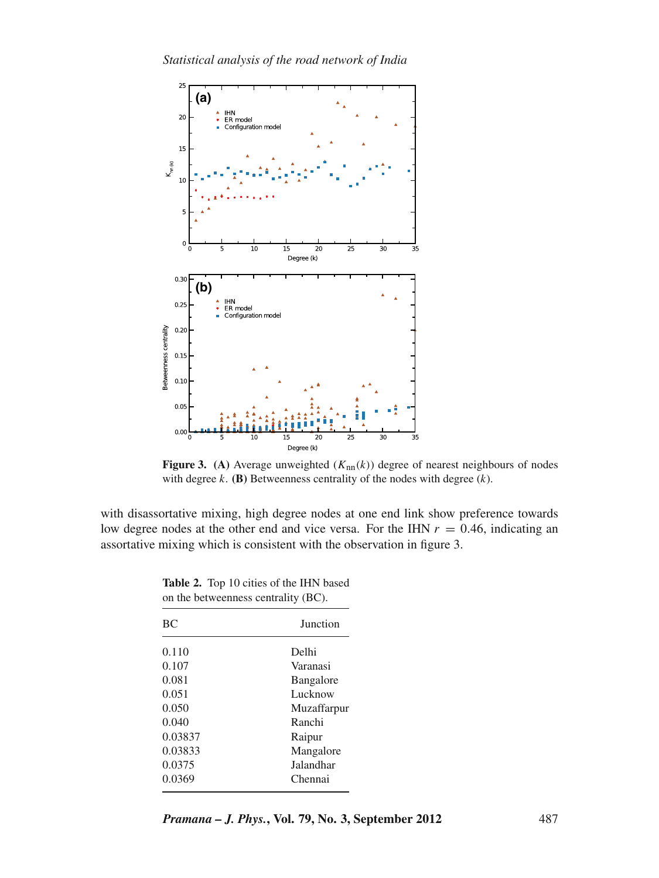(a)

IHN
ER model
Configuration model

$K_{nn}(k)$

0 5 10 15 20 25

0 5 10 15 20 25 30 35

Degree (k)

(b)

IHN
ER model
Configuration model

Betweenness centrality

0.00 0.05 0.10 0.15 0.20 0.25 0.30

0 5 10 15 20 25 30 35

Degree (k)

**Figure 3.** **(A)** Average unweighted ($K_{\mathrm{nn}}(k)$) degree of nearest neighbours of nodes with degree $k$. **(B)** Betweenness centrality of the nodes with degree ($k$).

with disassortative mixing, high degree nodes at one end link show preference towards low degree nodes at the other end and vice versa. For the IHN $r = 0.46$, indicating an assortative mixing which is consistent with the observation in figure 3.

**Table 2.** Top 10 cities of the IHN based on the betweenness centrality (BC).

| BC | Junction |
|---|---|
| 0.110 | Delhi |
| 0.107 | Varanasi |
| 0.081 | Bangalore |
| 0.051 | Lucknow |
| 0.050 | Muzaffarpur |
| 0.040 | Ranchi |
| 0.03837 | Raipur |
| 0.03833 | Mangalore |
| 0.0375 | Jalandhar |
| 0.0369 | Chennai |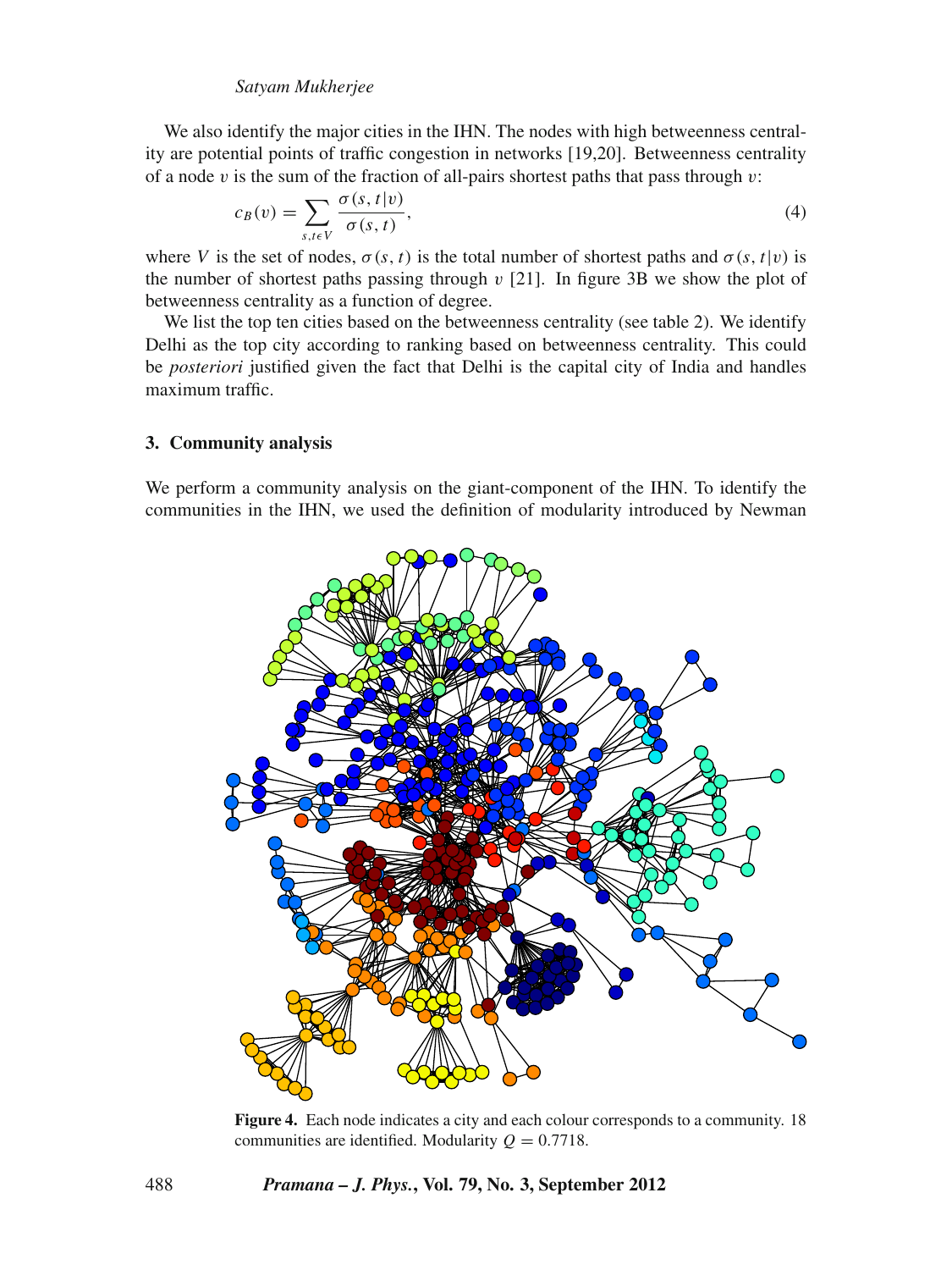We also identify the major cities in the IHN. The nodes with high betweenness centrality are potential points of traffic congestion in networks [19,20]. Betweenness centrality of a node $v$ is the sum of the fraction of all-pairs shortest paths that pass through $v$:

$$c_B(v) = \sum_{s,t \in V} \frac{\sigma(s,t|v)}{\sigma(s,t)}, \tag{4}$$

where $V$ is the set of nodes, $\sigma(s,t)$ is the total number of shortest paths and $\sigma(s,t|v)$ is the number of shortest paths passing through $v$ [21]. In figure 3B we show the plot of betweenness centrality as a function of degree.

We list the top ten cities based on the betweenness centrality (see table 2). We identify Delhi as the top city according to ranking based on betweenness centrality. This could be *posteriori* justified given the fact that Delhi is the capital city of India and handles maximum traffic.

## 3. Community analysis

We perform a community analysis on the giant-component of the IHN. To identify the communities in the IHN, we used the definition of modularity introduced by Newman

**Figure 4.** Each node indicates a city and each colour corresponds to a community. 18 communities are identified. Modularity $Q = 0.7718$.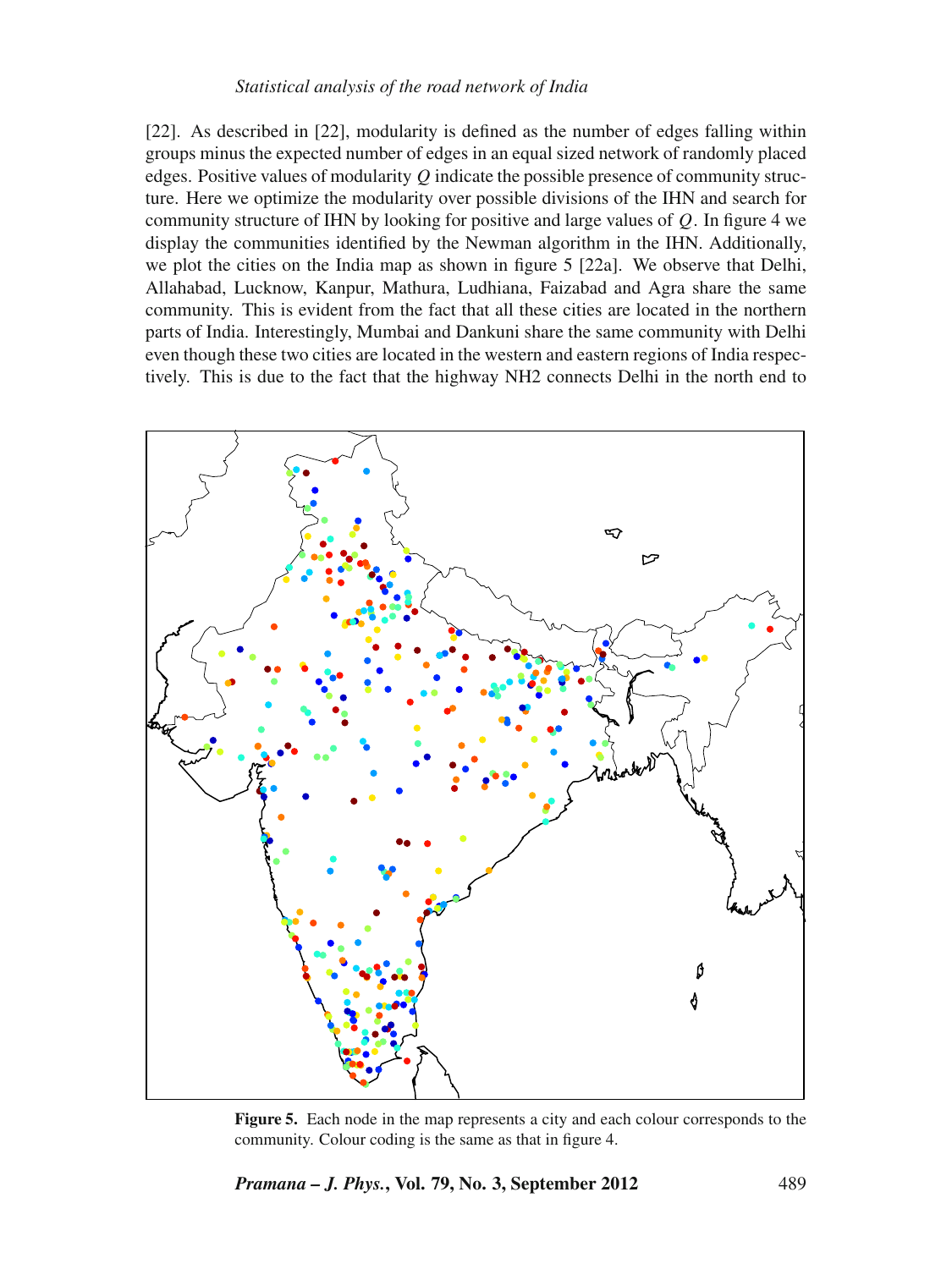[22]. As described in [22], modularity is defined as the number of edges falling within groups minus the expected number of edges in an equal sized network of randomly placed edges. Positive values of modularity $Q$ indicate the possible presence of community structure. Here we optimize the modularity over possible divisions of the IHN and search for community structure of IHN by looking for positive and large values of $Q$. In figure 4 we display the communities identified by the Newman algorithm in the IHN. Additionally, we plot the cities on the India map as shown in figure 5 [22a]. We observe that Delhi, Allahabad, Lucknow, Kanpur, Mathura, Ludhiana, Faizabad and Agra share the same community. This is evident from the fact that all these cities are located in the northern parts of India. Interestingly, Mumbai and Dankuni share the same community with Delhi even though these two cities are located in the western and eastern regions of India respectively. This is due to the fact that the highway NH2 connects Delhi in the north end to

**Figure 5.** Each node in the map represents a city and each colour corresponds to the community. Colour coding is the same as that in figure 4.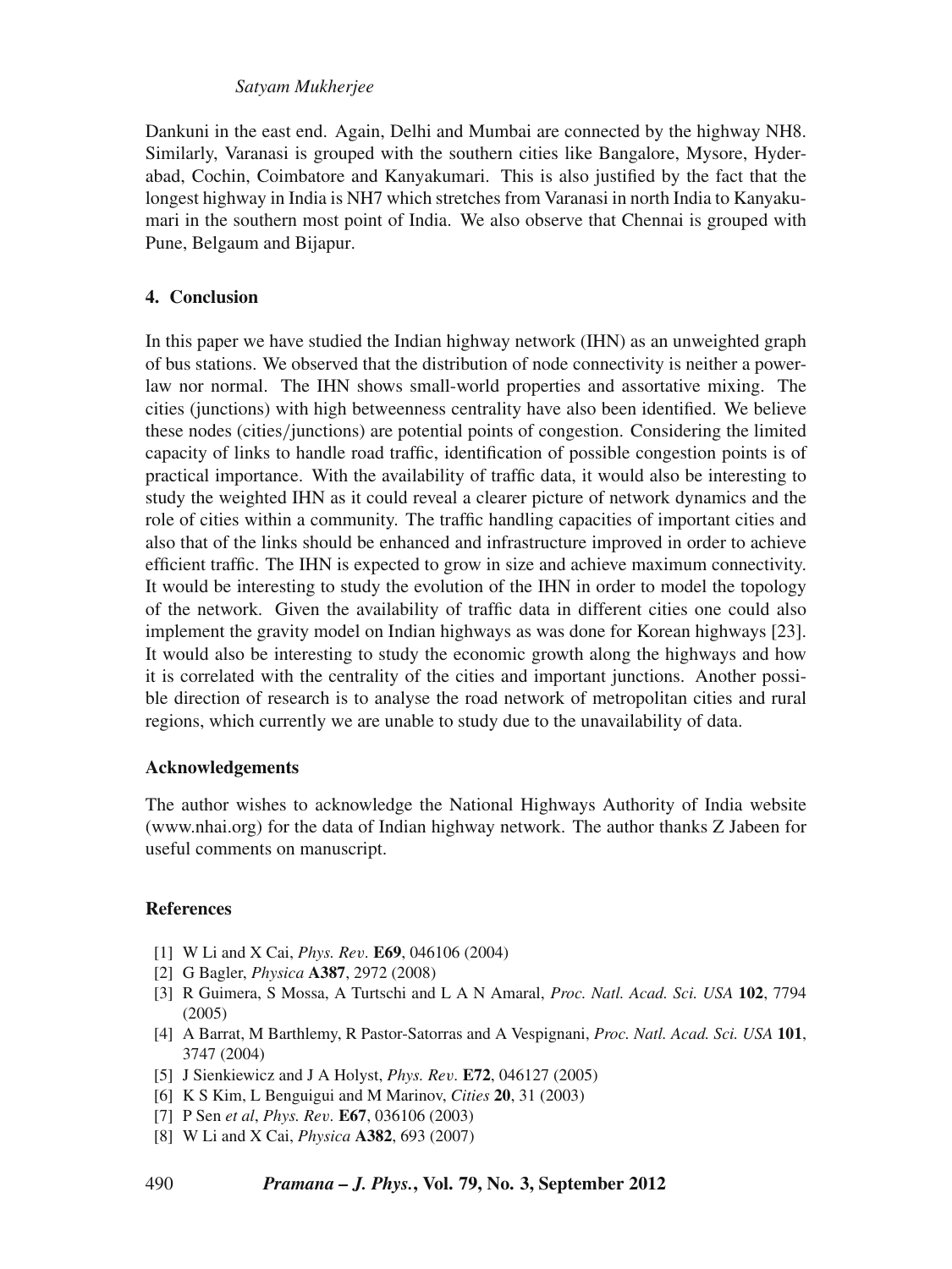Dankuni in the east end. Again, Delhi and Mumbai are connected by the highway NH8. Similarly, Varanasi is grouped with the southern cities like Bangalore, Mysore, Hyderabad, Cochin, Coimbatore and Kanyakumari. This is also justified by the fact that the longest highway in India is NH7 which stretches from Varanasi in north India to Kanyakumari in the southern most point of India. We also observe that Chennai is grouped with Pune, Belgaum and Bijapur.

## 4. Conclusion

In this paper we have studied the Indian highway network (IHN) as an unweighted graph of bus stations. We observed that the distribution of node connectivity is neither a power-law nor normal. The IHN shows small-world properties and assortative mixing. The cities (junctions) with high betweenness centrality have also been identified. We believe these nodes (cities/junctions) are potential points of congestion. Considering the limited capacity of links to handle road traffic, identification of possible congestion points is of practical importance. With the availability of traffic data, it would also be interesting to study the weighted IHN as it could reveal a clearer picture of network dynamics and the role of cities within a community. The traffic handling capacities of important cities and also that of the links should be enhanced and infrastructure improved in order to achieve efficient traffic. The IHN is expected to grow in size and achieve maximum connectivity. It would be interesting to study the evolution of the IHN in order to model the topology of the network. Given the availability of traffic data in different cities one could also implement the gravity model on Indian highways as was done for Korean highways [23]. It would also be interesting to study the economic growth along the highways and how it is correlated with the centrality of the cities and important junctions. Another possible direction of research is to analyse the road network of metropolitan cities and rural regions, which currently we are unable to study due to the unavailability of data.

### Acknowledgements

The author wishes to acknowledge the National Highways Authority of India website (www.nhai.org) for the data of Indian highway network. The author thanks Z Jabeen for useful comments on manuscript.

### References

[1] W Li and X Cai, *Phys. Rev.* **E69**, 046106 (2004)
[2] G Bagler, *Physica* **A387**, 2972 (2008)
[3] R Guimera, S Mossa, A Turtschi and L A N Amaral, *Proc. Natl. Acad. Sci. USA* **102**, 7794 (2005)
[4] A Barrat, M Barthlemy, R Pastor-Satorras and A Vespignani, *Proc. Natl. Acad. Sci. USA* **101**, 3747 (2004)
[5] J Sienkiewicz and J A Holyst, *Phys. Rev.* **E72**, 046127 (2005)
[6] K S Kim, L Benguigui and M Marinov, *Cities* **20**, 31 (2003)
[7] P Sen *et al*, *Phys. Rev.* **E67**, 036106 (2003)
[8] W Li and X Cai, *Physica* **A382**, 693 (2007)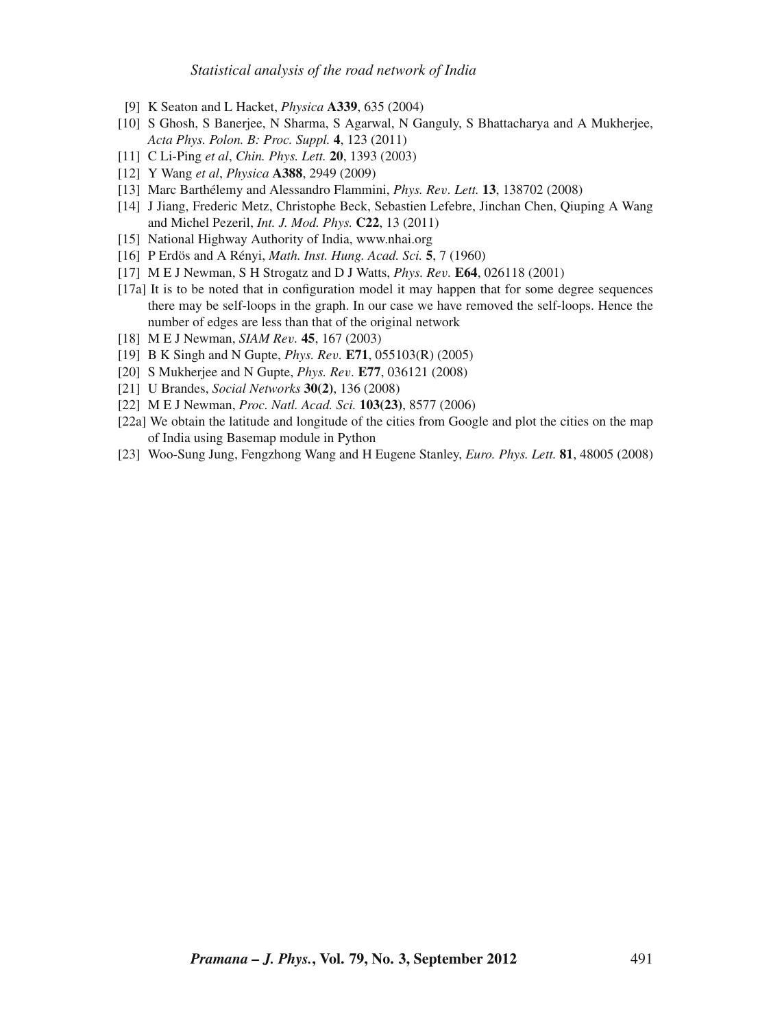[9] K Seaton and L Hacket, *Physica* **A339**, 635 (2004)

[10] S Ghosh, S Banerjee, N Sharma, S Agarwal, N Ganguly, S Bhattacharya and A Mukherjee, *Acta Phys. Polon. B: Proc. Suppl.* **4**, 123 (2011)

[11] C Li-Ping *et al*, *Chin. Phys. Lett.* **20**, 1393 (2003)

[12] Y Wang *et al*, *Physica* **A388**, 2949 (2009)

[13] Marc Barthélemy and Alessandro Flammini, *Phys. Rev. Lett.* **13**, 138702 (2008)

[14] J Jiang, Frederic Metz, Christophe Beck, Sebastien Lefebre, Jinchan Chen, Qiuping A Wang and Michel Pezeril, *Int. J. Mod. Phys.* **C22**, 13 (2011)

[15] National Highway Authority of India, www.nhai.org

[16] P Erdös and A Rényi, *Math. Inst. Hung. Acad. Sci.* **5**, 7 (1960)

[17] M E J Newman, S H Strogatz and D J Watts, *Phys. Rev.* **E64**, 026118 (2001)

[17a] It is to be noted that in configuration model it may happen that for some degree sequences there may be self-loops in the graph. In our case we have removed the self-loops. Hence the number of edges are less than that of the original network

[18] M E J Newman, *SIAM Rev.* **45**, 167 (2003)

[19] B K Singh and N Gupte, *Phys. Rev.* **E71**, 055103(R) (2005)

[20] S Mukherjee and N Gupte, *Phys. Rev.* **E77**, 036121 (2008)

[21] U Brandes, *Social Networks* **30(2)**, 136 (2008)

[22] M E J Newman, *Proc. Natl. Acad. Sci.* **103(23)**, 8577 (2006)

[22a] We obtain the latitude and longitude of the cities from Google and plot the cities on the map of India using Basemap module in Python

[23] Woo-Sung Jung, Fengzhong Wang and H Eugene Stanley, *Euro. Phys. Lett.* **81**, 48005 (2008)